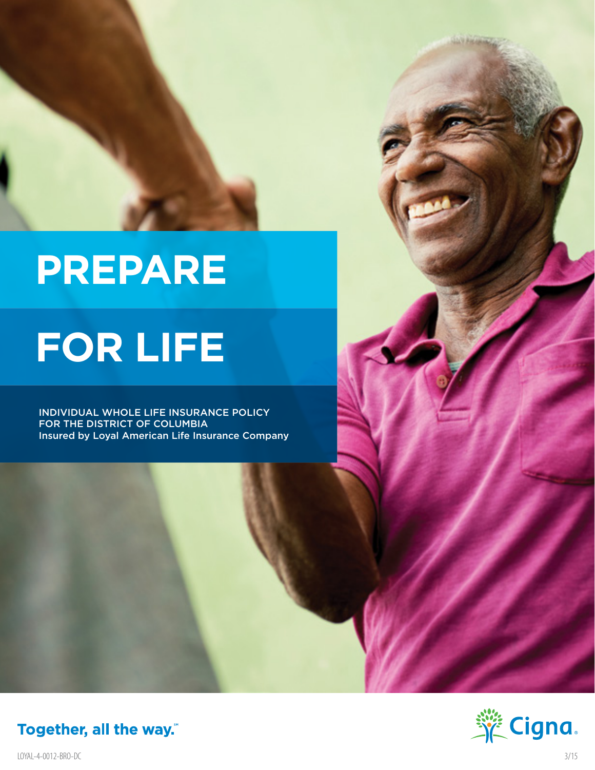# PREPARE FOR LIFE

INDIVIDUAL WHOLE LIFE INSURANCE POLICY FOR THE DISTRICT OF COLUMBIA
Insured by Loyal American Life Insurance Company

**Together, all the way.℠**

Cigna.

LOYAL-4-0012-BRO-DC 3/15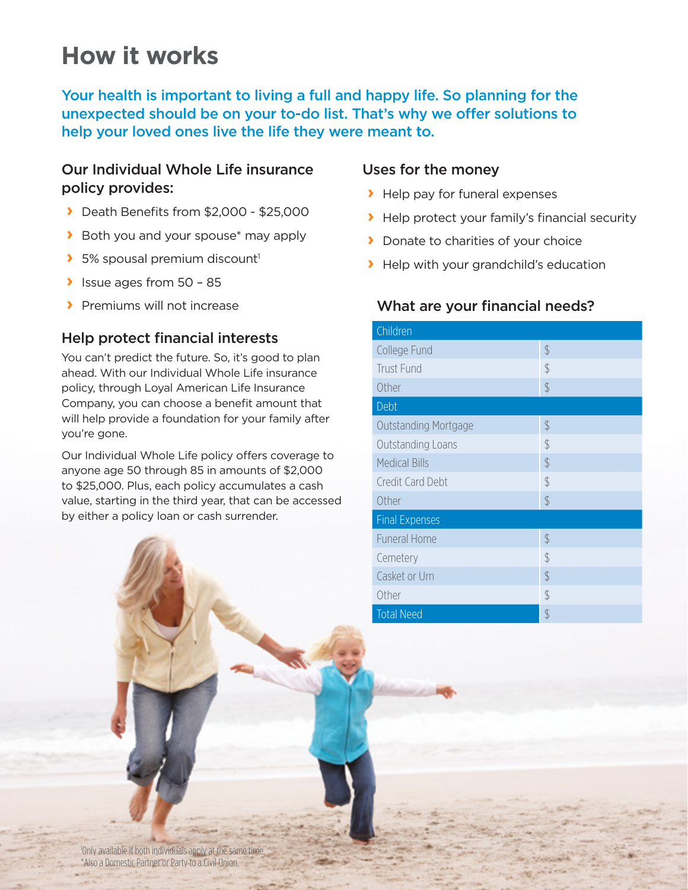# How it works

Your health is important to living a full and happy life. So planning for the unexpected should be on your to-do list. That's why we offer solutions to help your loved ones live the life they were meant to.

### Our Individual Whole Life insurance policy provides:

- Death Benefits from $2,000 - $25,000
- Both you and your spouse* may apply
- 5% spousal premium discount[1]
- Issue ages from 50 – 85
- Premiums will not increase

### Help protect financial interests

You can't predict the future. So, it's good to plan ahead. With our Individual Whole Life insurance policy, through Loyal American Life Insurance Company, you can choose a benefit amount that will help provide a foundation for your family after you're gone.

Our Individual Whole Life policy offers coverage to anyone age 50 through 85 in amounts of $2,000 to $25,000. Plus, each policy accumulates a cash value, starting in the third year, that can be accessed by either a policy loan or cash surrender.

### Uses for the money

- Help pay for funeral expenses
- Help protect your family's financial security
- Donate to charities of your choice
- Help with your grandchild's education

### What are your financial needs?

| Children | |
|---|---|
| College Fund | $ |
| Trust Fund | $ |
| Other | $ |
| **Debt** | |
| Outstanding Mortgage | $ |
| Outstanding Loans | $ |
| Medical Bills | $ |
| Credit Card Debt | $ |
| Other | $ |
| **Final Expenses** | |
| Funeral Home | $ |
| Cemetery | $ |
| Casket or Urn | $ |
| Other | $ |
| **Total Need** | $ |

[1]Only available if both individuals apply at the same time.
*Also a Domestic Partner or Party to a Civil Union.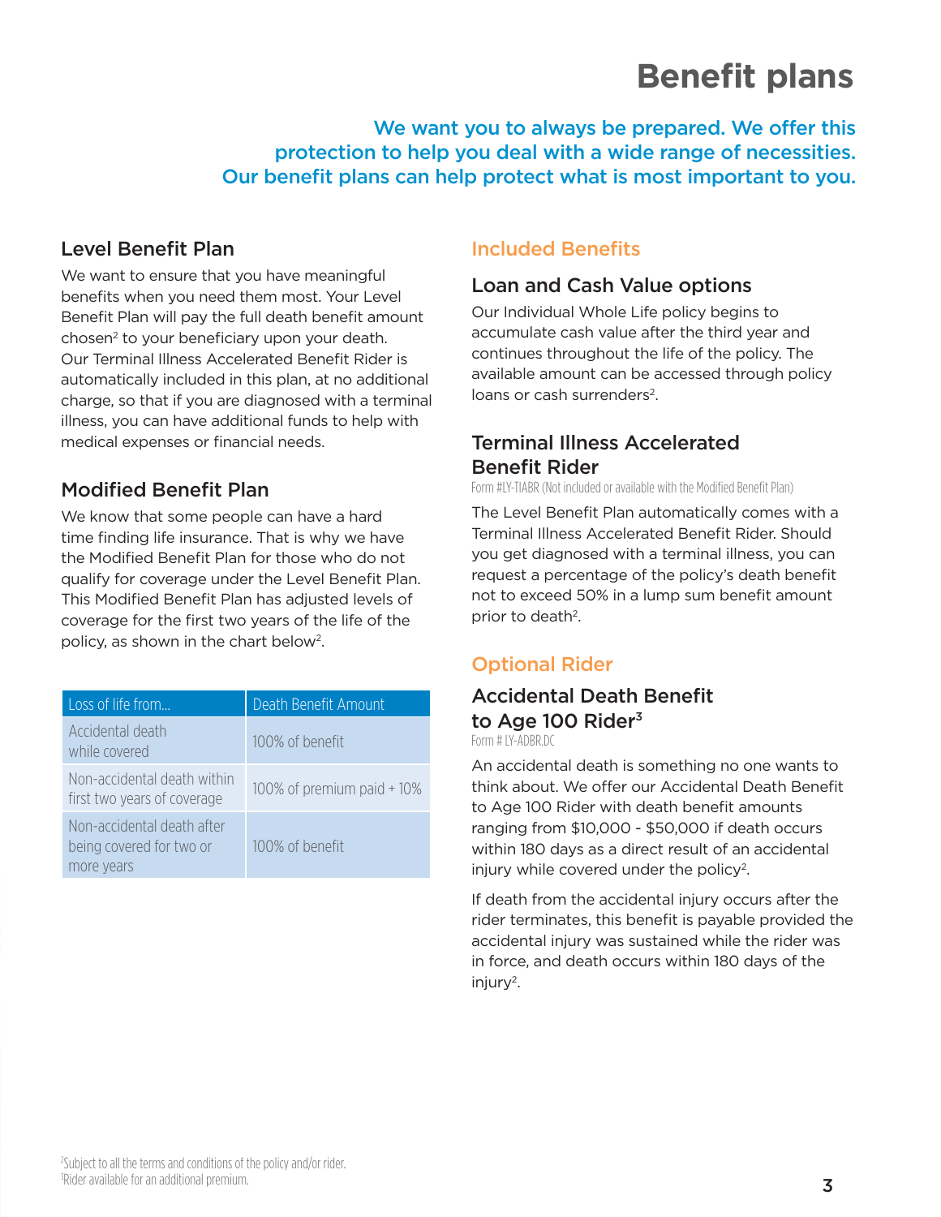# Benefit plans

**We want you to always be prepared. We offer this protection to help you deal with a wide range of necessities. Our benefit plans can help protect what is most important to you.**

## Level Benefit Plan

We want to ensure that you have meaningful benefits when you need them most. Your Level Benefit Plan will pay the full death benefit amount chosen[2] to your beneficiary upon your death. Our Terminal Illness Accelerated Benefit Rider is automatically included in this plan, at no additional charge, so that if you are diagnosed with a terminal illness, you can have additional funds to help with medical expenses or financial needs.

## Modified Benefit Plan

We know that some people can have a hard time finding life insurance. That is why we have the Modified Benefit Plan for those who do not qualify for coverage under the Level Benefit Plan. This Modified Benefit Plan has adjusted levels of coverage for the first two years of the life of the policy, as shown in the chart below[2].

| Loss of life from... | Death Benefit Amount |
| --- | --- |
| Accidental death while covered | 100% of benefit |
| Non-accidental death within first two years of coverage | 100% of premium paid + 10% |
| Non-accidental death after being covered for two or more years | 100% of benefit |

## Included Benefits

### Loan and Cash Value options

Our Individual Whole Life policy begins to accumulate cash value after the third year and continues throughout the life of the policy. The available amount can be accessed through policy loans or cash surrenders[2].

### Terminal Illness Accelerated Benefit Rider

Form #LY-TIABR (Not included or available with the Modified Benefit Plan)

The Level Benefit Plan automatically comes with a Terminal Illness Accelerated Benefit Rider. Should you get diagnosed with a terminal illness, you can request a percentage of the policy's death benefit not to exceed 50% in a lump sum benefit amount prior to death[2].

## Optional Rider

### Accidental Death Benefit to Age 100 Rider[3]

Form # LY-ADBR.DC

An accidental death is something no one wants to think about. We offer our Accidental Death Benefit to Age 100 Rider with death benefit amounts ranging from $10,000 - $50,000 if death occurs within 180 days as a direct result of an accidental injury while covered under the policy[2].

If death from the accidental injury occurs after the rider terminates, this benefit is payable provided the accidental injury was sustained while the rider was in force, and death occurs within 180 days of the injury[2].

[2]Subject to all the terms and conditions of the policy and/or rider.
[3]Rider available for an additional premium.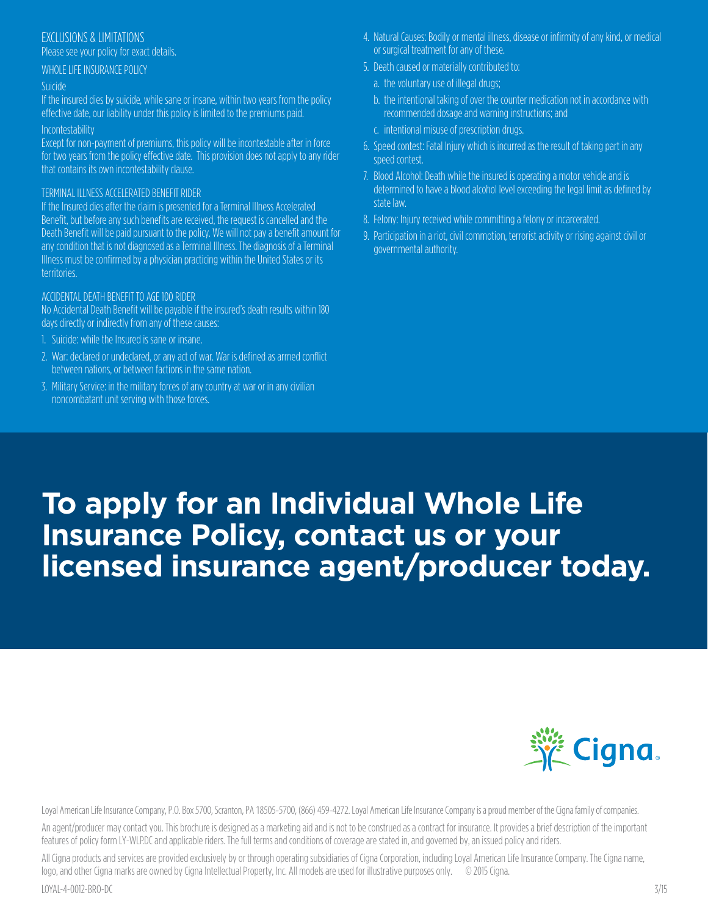## EXCLUSIONS & LIMITATIONS

Please see your policy for exact details.

### WHOLE LIFE INSURANCE POLICY

Suicide

If the insured dies by suicide, while sane or insane, within two years from the policy effective date, our liability under this policy is limited to the premiums paid.

Incontestability

Except for non-payment of premiums, this policy will be incontestable after in force for two years from the policy effective date. This provision does not apply to any rider that contains its own incontestability clause.

### TERMINAL ILLNESS ACCELERATED BENEFIT RIDER

If the Insured dies after the claim is presented for a Terminal Illness Accelerated Benefit, but before any such benefits are received, the request is cancelled and the Death Benefit will be paid pursuant to the policy. We will not pay a benefit amount for any condition that is not diagnosed as a Terminal Illness. The diagnosis of a Terminal Illness must be confirmed by a physician practicing within the United States or its territories.

### ACCIDENTAL DEATH BENEFIT TO AGE 100 RIDER

No Accidental Death Benefit will be payable if the insured's death results within 180 days directly or indirectly from any of these causes:

1. Suicide: while the Insured is sane or insane.
2. War: declared or undeclared, or any act of war. War is defined as armed conflict between nations, or between factions in the same nation.
3. Military Service: in the military forces of any country at war or in any civilian noncombatant unit serving with those forces.
4. Natural Causes: Bodily or mental illness, disease or infirmity of any kind, or medical or surgical treatment for any of these.
5. Death caused or materially contributed to:
   a. the voluntary use of illegal drugs;
   b. the intentional taking of over the counter medication not in accordance with recommended dosage and warning instructions; and
   c. intentional misuse of prescription drugs.
6. Speed contest: Fatal Injury which is incurred as the result of taking part in any speed contest.
7. Blood Alcohol: Death while the insured is operating a motor vehicle and is determined to have a blood alcohol level exceeding the legal limit as defined by state law.
8. Felony: Injury received while committing a felony or incarcerated.
9. Participation in a riot, civil commotion, terrorist activity or rising against civil or governmental authority.

# To apply for an Individual Whole Life Insurance Policy, contact us or your licensed insurance agent/producer today.

Cigna.

Loyal American Life Insurance Company, P.O. Box 5700, Scranton, PA 18505-5700, (866) 459-4272. Loyal American Life Insurance Company is a proud member of the Cigna family of companies.

An agent/producer may contact you. This brochure is designed as a marketing aid and is not to be construed as a contract for insurance. It provides a brief description of the important features of policy form LY-WLP.DC and applicable riders. The full terms and conditions of coverage are stated in, and governed by, an issued policy and riders.

All Cigna products and services are provided exclusively by or through operating subsidiaries of Cigna Corporation, including Loyal American Life Insurance Company. The Cigna name, logo, and other Cigna marks are owned by Cigna Intellectual Property, Inc. All models are used for illustrative purposes only. © 2015 Cigna.

LOYAL-4-0012-BRO-DC 3/15